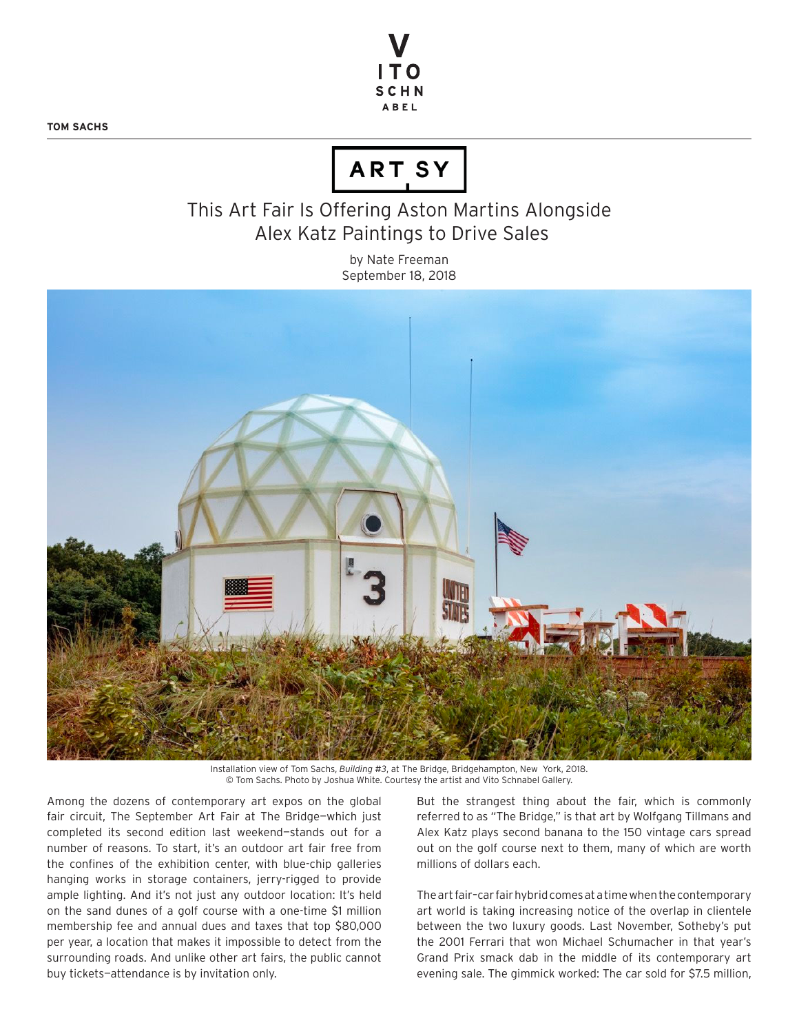TOM SACHS

ARTSY

# This Art Fair Is Offering Aston Martins Alongside Alex Katz Paintings to Drive Sales

by Nate Freeman
September 18, 2018

Installation view of Tom Sachs, *Building #3*, at The Bridge, Bridgehampton, New York, 2018. © Tom Sachs. Photo by Joshua White. Courtesy the artist and Vito Schnabel Gallery.

Among the dozens of contemporary art expos on the global fair circuit, The September Art Fair at The Bridge—which just completed its second edition last weekend—stands out for a number of reasons. To start, it's an outdoor art fair free from the confines of the exhibition center, with blue-chip galleries hanging works in storage containers, jerry-rigged to provide ample lighting. And it's not just any outdoor location: It's held on the sand dunes of a golf course with a one-time $1 million membership fee and annual dues and taxes that top $80,000 per year, a location that makes it impossible to detect from the surrounding roads. And unlike other art fairs, the public cannot buy tickets—attendance is by invitation only.

But the strangest thing about the fair, which is commonly referred to as "The Bridge," is that art by Wolfgang Tillmans and Alex Katz plays second banana to the 150 vintage cars spread out on the golf course next to them, many of which are worth millions of dollars each.

The art fair-car fair hybrid comes at a time when the contemporary art world is taking increasing notice of the overlap in clientele between the two luxury goods. Last November, Sotheby's put the 2001 Ferrari that won Michael Schumacher in that year's Grand Prix smack dab in the middle of its contemporary art evening sale. The gimmick worked: The car sold for $7.5 million,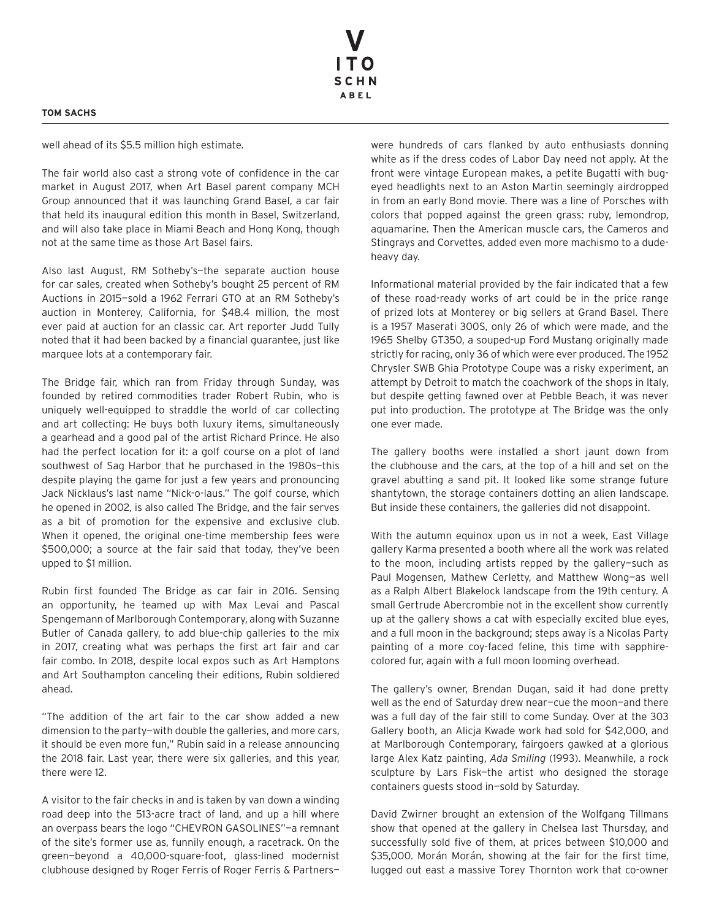well ahead of its $5.5 million high estimate.

The fair world also cast a strong vote of confidence in the car market in August 2017, when Art Basel parent company MCH Group announced that it was launching Grand Basel, a car fair that held its inaugural edition this month in Basel, Switzerland, and will also take place in Miami Beach and Hong Kong, though not at the same time as those Art Basel fairs.

Also last August, RM Sotheby's—the separate auction house for car sales, created when Sotheby's bought 25 percent of RM Auctions in 2015—sold a 1962 Ferrari GTO at an RM Sotheby's auction in Monterey, California, for $48.4 million, the most ever paid at auction for an classic car. Art reporter Judd Tully noted that it had been backed by a financial guarantee, just like marquee lots at a contemporary fair.

The Bridge fair, which ran from Friday through Sunday, was founded by retired commodities trader Robert Rubin, who is uniquely well-equipped to straddle the world of car collecting and art collecting: He buys both luxury items, simultaneously a gearhead and a good pal of the artist Richard Prince. He also had the perfect location for it: a golf course on a plot of land southwest of Sag Harbor that he purchased in the 1980s—this despite playing the game for just a few years and pronouncing Jack Nicklaus's last name "Nick-o-laus." The golf course, which he opened in 2002, is also called The Bridge, and the fair serves as a bit of promotion for the expensive and exclusive club. When it opened, the original one-time membership fees were $500,000; a source at the fair said that today, they've been upped to $1 million.

Rubin first founded The Bridge as car fair in 2016. Sensing an opportunity, he teamed up with Max Levai and Pascal Spengemann of Marlborough Contemporary, along with Suzanne Butler of Canada gallery, to add blue-chip galleries to the mix in 2017, creating what was perhaps the first art fair and car fair combo. In 2018, despite local expos such as Art Hamptons and Art Southampton canceling their editions, Rubin soldiered ahead.

"The addition of the art fair to the car show added a new dimension to the party—with double the galleries, and more cars, it should be even more fun," Rubin said in a release announcing the 2018 fair. Last year, there were six galleries, and this year, there were 12.

A visitor to the fair checks in and is taken by van down a winding road deep into the 513-acre tract of land, and up a hill where an overpass bears the logo "CHEVRON GASOLINES"—a remnant of the site's former use as, funnily enough, a racetrack. On the green—beyond a 40,000-square-foot, glass-lined modernist clubhouse designed by Roger Ferris of Roger Ferris & Partners—were hundreds of cars flanked by auto enthusiasts donning white as if the dress codes of Labor Day need not apply. At the front were vintage European makes, a petite Bugatti with bug-eyed headlights next to an Aston Martin seemingly airdropped in from an early Bond movie. There was a line of Porsches with colors that popped against the green grass: ruby, lemondrop, aquamarine. Then the American muscle cars, the Cameros and Stingrays and Corvettes, added even more machismo to a dude-heavy day.

Informational material provided by the fair indicated that a few of these road-ready works of art could be in the price range of prized lots at Monterey or big sellers at Grand Basel. There is a 1957 Maserati 300S, only 26 of which were made, and the 1965 Shelby GT350, a souped-up Ford Mustang originally made strictly for racing, only 36 of which were ever produced. The 1952 Chrysler SWB Ghia Prototype Coupe was a risky experiment, an attempt by Detroit to match the coachwork of the shops in Italy, but despite getting fawned over at Pebble Beach, it was never put into production. The prototype at The Bridge was the only one ever made.

The gallery booths were installed a short jaunt down from the clubhouse and the cars, at the top of a hill and set on the gravel abutting a sand pit. It looked like some strange future shantytown, the storage containers dotting an alien landscape. But inside these containers, the galleries did not disappoint.

With the autumn equinox upon us in not a week, East Village gallery Karma presented a booth where all the work was related to the moon, including artists repped by the gallery—such as Paul Mogensen, Mathew Cerletty, and Matthew Wong—as well as a Ralph Albert Blakelock landscape from the 19th century. A small Gertrude Abercrombie not in the excellent show currently up at the gallery shows a cat with especially excited blue eyes, and a full moon in the background; steps away is a Nicolas Party painting of a more coy-faced feline, this time with sapphire-colored fur, again with a full moon looming overhead.

The gallery's owner, Brendan Dugan, said it had done pretty well as the end of Saturday drew near—cue the moon—and there was a full day of the fair still to come Sunday. Over at the 303 Gallery booth, an Alicja Kwade work had sold for $42,000, and at Marlborough Contemporary, fairgoers gawked at a glorious large Alex Katz painting, *Ada Smiling* (1993). Meanwhile, a rock sculpture by Lars Fisk—the artist who designed the storage containers guests stood in—sold by Saturday.

David Zwirner brought an extension of the Wolfgang Tillmans show that opened at the gallery in Chelsea last Thursday, and successfully sold five of them, at prices between $10,000 and $35,000. Morán Morán, showing at the fair for the first time, lugged out east a massive Torey Thornton work that co-owner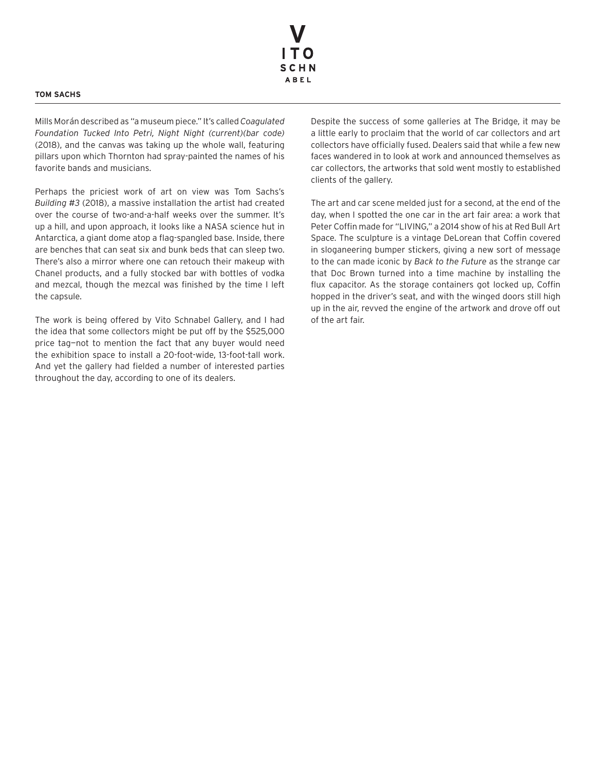Mills Morán described as "a museum piece." It's called *Coagulated Foundation Tucked Into Petri, Night Night (current)(bar code)* (2018), and the canvas was taking up the whole wall, featuring pillars upon which Thornton had spray-painted the names of his favorite bands and musicians.

Perhaps the priciest work of art on view was Tom Sachs's *Building #3* (2018), a massive installation the artist had created over the course of two-and-a-half weeks over the summer. It's up a hill, and upon approach, it looks like a NASA science hut in Antarctica, a giant dome atop a flag-spangled base. Inside, there are benches that can seat six and bunk beds that can sleep two. There's also a mirror where one can retouch their makeup with Chanel products, and a fully stocked bar with bottles of vodka and mezcal, though the mezcal was finished by the time I left the capsule.

The work is being offered by Vito Schnabel Gallery, and I had the idea that some collectors might be put off by the $525,000 price tag—not to mention the fact that any buyer would need the exhibition space to install a 20-foot-wide, 13-foot-tall work. And yet the gallery had fielded a number of interested parties throughout the day, according to one of its dealers.

Despite the success of some galleries at The Bridge, it may be a little early to proclaim that the world of car collectors and art collectors have officially fused. Dealers said that while a few new faces wandered in to look at work and announced themselves as car collectors, the artworks that sold went mostly to established clients of the gallery.

The art and car scene melded just for a second, at the end of the day, when I spotted the one car in the art fair area: a work that Peter Coffin made for "LIVING," a 2014 show of his at Red Bull Art Space. The sculpture is a vintage DeLorean that Coffin covered in sloganeering bumper stickers, giving a new sort of message to the can made iconic by *Back to the Future* as the strange car that Doc Brown turned into a time machine by installing the flux capacitor. As the storage containers got locked up, Coffin hopped in the driver's seat, and with the winged doors still high up in the air, revved the engine of the artwork and drove off out of the art fair.